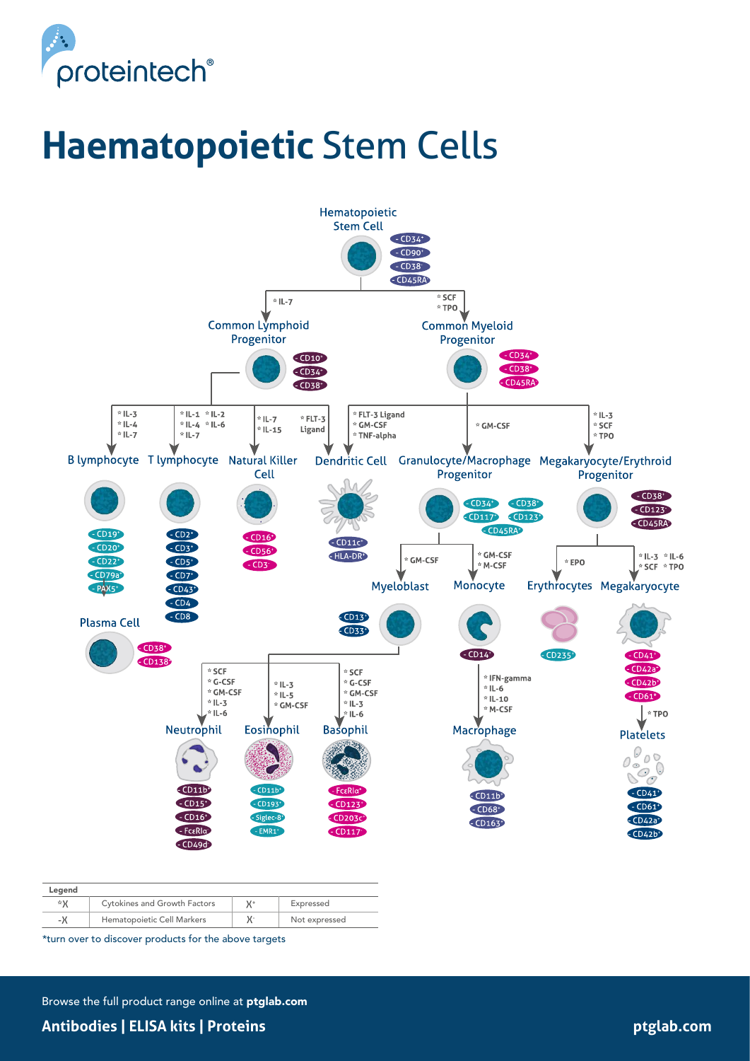proteintech®

# **Haematopoietic** Stem Cells

## Hematopoietic Stem Cell

- CD34+
- CD90+
- CD38-
- CD45RA-

*IL-7 → **Common Lymphoid Progenitor** (CD10+, CD34+, CD38+)

*SCF, *TPO → **Common Myeloid Progenitor** (CD34+, CD38+, CD45RA-)

### From Common Lymphoid Progenitor

- *IL-3, *IL-4, *IL-7 → **B lymphocyte**: CD19+, CD20+, CD22+, CD79a+, PAX5+
  - → **Plasma Cell**: CD38+, CD138+
- *IL-1, *IL-2, *IL-4, *IL-6, *IL-7 → **T lymphocyte**: CD2+, CD3+, CD5+, CD7+, CD43+, CD4, CD8
- *IL-7, *IL-15 → **Natural Killer Cell**: CD16+, CD56+, CD3-
- *FLT-3 Ligand → **Dendritic Cell**

### From Common Myeloid Progenitor

- *FLT-3 Ligand, *GM-CSF, *TNF-alpha → **Dendritic Cell**: CD11c+, HLA-DR+
- *GM-CSF → **Granulocyte/Macrophage Progenitor**: CD34+, CD38+, CD117+, CD123+, CD45RA+
  - *GM-CSF → **Myeloblast**: CD13+, CD33+
    - *SCF, *G-CSF, *GM-CSF, *IL-3, *IL-6 → **Neutrophil**: CD11b+, CD15+, CD16+, FcεRIα-, CD49d-
    - *IL-3, *IL-5, *GM-CSF → **Eosinophil**: CD11b+, CD193+, Siglec-8+, EMR1+
    - *SCF, *G-CSF, *GM-CSF, *IL-3, *IL-6 → **Basophil**: FcεRIα+, CD123+, CD203c+, CD117-
  - *GM-CSF, *M-CSF → **Monocyte**: CD14+
    - *IFN-gamma, *IL-6, *IL-10, *M-CSF → **Macrophage**: CD11b+, CD68+, CD163+
- *IL-3, *SCF, *TPO → **Megakaryocyte/Erythroid Progenitor**: CD38+, CD123-, CD45RA-
  - *EPO → **Erythrocytes**: CD235+
  - *IL-3, *IL-6, *SCF, *TPO → **Megakaryocyte**: CD41+, CD42a+, CD42b+, CD61+
    - *TPO → **Platelets**: CD41+, CD61+, CD42a+, CD42b+

| Legend | | | |
|---|---|---|---|
| *X | Cytokines and Growth Factors | X+ | Expressed |
| -X | Hematopoietic Cell Markers | X- | Not expressed |

*turn over to discover products for the above targets

Browse the full product range online at **ptglab.com**

**Antibodies | ELISA kits | Proteins**

**ptglab.com**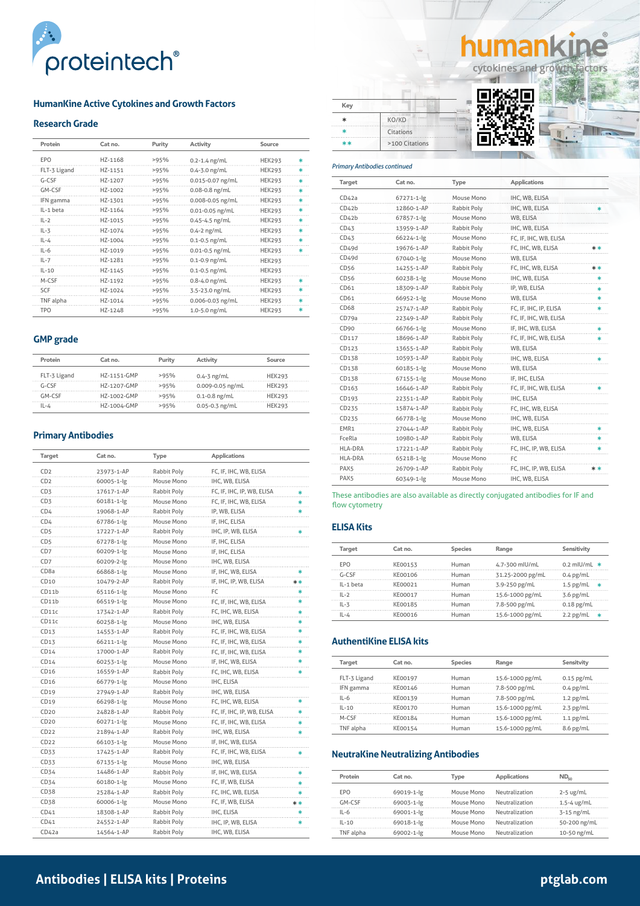proteintech®

humankine®
cytokines and growth factors

## HumanKine Active Cytokines and Growth Factors

### Research Grade

| Protein | Cat no. | Purity | Activity | Source | |
|---|---|---|---|---|---|
| EPO | HZ-1168 | >95% | 0.2-1.4 ng/mL | HEK293 | * |
| FLT-3 Ligand | HZ-1151 | >95% | 0.4-3.0 ng/mL | HEK293 | * |
| G-CSF | HZ-1207 | >95% | 0.015-0.07 ng/mL | HEK293 | * |
| GM-CSF | HZ-1002 | >95% | 0.08-0.8 ng/mL | HEK293 | * |
| IFN gamma | HZ-1301 | >95% | 0.008-0.05 ng/mL | HEK293 | * |
| IL-1 beta | HZ-1164 | >95% | 0.01-0.05 ng/mL | HEK293 | * |
| IL-2 | HZ-1015 | >95% | 0.45-4.5 ng/mL | HEK293 | * |
| IL-3 | HZ-1074 | >95% | 0.4-2 ng/mL | HEK293 | * |
| IL-4 | HZ-1004 | >95% | 0.1-0.5 ng/mL | HEK293 | * |
| IL-6 | HZ-1019 | >95% | 0.01-0.5 ng/mL | HEK293 | * |
| IL-7 | HZ-1281 | >95% | 0.1-0.9 ng/mL | HEK293 | |
| IL-10 | HZ-1145 | >95% | 0.1-0.5 ng/mL | HEK293 | |
| M-CSF | HZ-1192 | >95% | 0.8-4.0 ng/mL | HEK293 | * |
| SCF | HZ-1024 | >95% | 3.5-23.0 ng/mL | HEK293 | * |
| TNF alpha | HZ-1014 | >95% | 0.006-0.03 ng/mL | HEK293 | * |
| TPO | HZ-1248 | >95% | 1.0-5.0 ng/mL | HEK293 | * |

### GMP grade

| Protein | Cat no. | Purity | Activity | Source |
|---|---|---|---|---|
| FLT-3 Ligand | HZ-1151-GMP | >95% | 0.4-3 ng/mL | HEK293 |
| G-CSF | HZ-1207-GMP | >95% | 0.009-0.05 ng/mL | HEK293 |
| GM-CSF | HZ-1002-GMP | >95% | 0.1-0.8 ng/mL | HEK293 |
| IL-4 | HZ-1004-GMP | >95% | 0.05-0.3 ng/mL | HEK293 |

## Primary Antibodies

| Target | Cat no. | Type | Applications | |
|---|---|---|---|---|
| CD2 | 23973-1-AP | Rabbit Poly | FC, IF, IHC, WB, ELISA | |
| CD2 | 60005-1-Ig | Mouse Mono | IHC, WB, ELISA | |
| CD3 | 17617-1-AP | Rabbit Poly | FC, IF, IHC, IP, WB, ELISA | * |
| CD3 | 60181-1-Ig | Mouse Mono | FC, IF, IHC, WB, ELISA | * |
| CD4 | 19068-1-AP | Rabbit Poly | IP, WB, ELISA | * |
| CD4 | 67786-1-Ig | Mouse Mono | IF, IHC, ELISA | |
| CD5 | 17227-1-AP | Rabbit Poly | IHC, IP, WB, ELISA | * |
| CD5 | 67278-1-Ig | Mouse Mono | IF, IHC, ELISA | |
| CD7 | 60209-1-Ig | Mouse Mono | IF, IHC, ELISA | |
| CD7 | 60209-2-Ig | Mouse Mono | IHC, WB, ELISA | |
| CD8a | 66868-1-Ig | Mouse Mono | IF, IHC, WB, ELISA | * |
| CD10 | 10479-2-AP | Rabbit Poly | IF, IHC, IP, WB, ELISA | ** |
| CD11b | 65116-1-Ig | Mouse Mono | FC | * |
| CD11b | 66519-1-Ig | Mouse Mono | FC, IF, IHC, WB, ELISA | * |
| CD11c | 17342-1-AP | Rabbit Poly | FC, IHC, WB, ELISA | * |
| CD11c | 60258-1-Ig | Mouse Mono | IHC, WB, ELISA | * |
| CD13 | 14553-1-AP | Rabbit Poly | FC, IF, IHC, WB, ELISA | * |
| CD13 | 66211-1-Ig | Mouse Mono | FC, IF, IHC, WB, ELISA | * |
| CD14 | 17000-1-AP | Rabbit Poly | FC, IF, IHC, WB, ELISA | * |
| CD14 | 60253-1-Ig | Mouse Mono | IF, IHC, WB, ELISA | * |
| CD16 | 16559-1-AP | Rabbit Poly | FC, IHC, WB, ELISA | * |
| CD16 | 66779-1-Ig | Mouse Mono | IHC, ELISA | |
| CD19 | 27949-1-AP | Rabbit Poly | IHC, WB, ELISA | |
| CD19 | 66298-1-Ig | Mouse Mono | FC, IHC, WB, ELISA | * |
| CD20 | 24828-1-AP | Rabbit Poly | FC, IF, IHC, IP, WB, ELISA | * |
| CD20 | 60271-1-Ig | Mouse Mono | FC, IF, IHC, WB, ELISA | * |
| CD22 | 21894-1-AP | Rabbit Poly | IHC, WB, ELISA | * |
| CD22 | 66103-1-Ig | Mouse Mono | IF, IHC, WB, ELISA | |
| CD33 | 17425-1-AP | Rabbit Poly | FC, IF, IHC, WB, ELISA | * |
| CD33 | 67135-1-Ig | Mouse Mono | IHC, WB, ELISA | |
| CD34 | 14486-1-AP | Rabbit Poly | IF, IHC, WB, ELISA | * |
| CD34 | 60180-1-Ig | Mouse Mono | FC, IF, WB, ELISA | * |
| CD38 | 25284-1-AP | Rabbit Poly | FC, IHC, WB, ELISA | * |
| CD38 | 60006-1-Ig | Mouse Mono | FC, IF, WB, ELISA | ** |
| CD41 | 18308-1-AP | Rabbit Poly | IHC, ELISA | * |
| CD41 | 24552-1-AP | Rabbit Poly | IHC, IP, WB, ELISA | * |
| CD42a | 14564-1-AP | Rabbit Poly | IHC, WB, ELISA | |

| Key | |
|---|---|
| * | KO/KD |
| * | Citations |
| ** | >100 Citations |

*Primary Antibodies continued*

| Target | Cat no. | Type | Applications | |
|---|---|---|---|---|
| CD42a | 67271-1-Ig | Mouse Mono | IHC, WB, ELISA | |
| CD42b | 12860-1-AP | Rabbit Poly | IHC, WB, ELISA | * |
| CD42b | 67857-1-Ig | Mouse Mono | WB, ELISA | |
| CD43 | 13959-1-AP | Rabbit Poly | IHC, WB, ELISA | |
| CD43 | 66224-1-Ig | Mouse Mono | FC, IF, IHC, WB, ELISA | |
| CD49d | 19676-1-AP | Rabbit Poly | FC, IHC, WB, ELISA | ** |
| CD49d | 67040-1-Ig | Mouse Mono | WB, ELISA | |
| CD56 | 14255-1-AP | Rabbit Poly | FC, IHC, WB, ELISA | ** |
| CD56 | 60238-1-Ig | Mouse Mono | IHC, WB, ELISA | * |
| CD61 | 18309-1-AP | Rabbit Poly | IP, WB, ELISA | * |
| CD61 | 66952-1-Ig | Mouse Mono | WB, ELISA | * |
| CD68 | 25747-1-AP | Rabbit Poly | FC, IF, IHC, IP, ELISA | * |
| CD79a | 22349-1-AP | Rabbit Poly | FC, IF, IHC, WB, ELISA | |
| CD90 | 66766-1-Ig | Mouse Mono | IF, IHC, WB, ELISA | * |
| CD117 | 18696-1-AP | Rabbit Poly | FC, IF, IHC, WB, ELISA | * |
| CD123 | 13655-1-AP | Rabbit Poly | WB, ELISA | |
| CD138 | 10593-1-AP | Rabbit Poly | IHC, WB, ELISA | * |
| CD138 | 60185-1-Ig | Mouse Mono | WB, ELISA | |
| CD138 | 67155-1-Ig | Mouse Mono | IF, IHC, ELISA | |
| CD163 | 16646-1-AP | Rabbit Poly | FC, IF, IHC, WB, ELISA | * |
| CD193 | 22351-1-AP | Rabbit Poly | IHC, ELISA | |
| CD235 | 15874-1-AP | Rabbit Poly | FC, IHC, WB, ELISA | |
| CD235 | 66778-1-Ig | Mouse Mono | IHC, WB, ELISA | |
| EMR1 | 27044-1-AP | Rabbit Poly | IHC, WB, ELISA | * |
| FceRIa | 10980-1-AP | Rabbit Poly | WB, ELISA | * |
| HLA-DRA | 17221-1-AP | Rabbit Poly | FC, IHC, IP, WB, ELISA | * |
| HLA-DRA | 65218-1-Ig | Mouse Mono | FC | |
| PAX5 | 26709-1-AP | Rabbit Poly | FC, IHC, IP, WB, ELISA | ** |
| PAX5 | 60349-1-Ig | Mouse Mono | IHC, WB, ELISA | |

These antibodies are also available as directly conjugated antibodies for IF and flow cytometry

## ELISA Kits

| Target | Cat no. | Species | Range | Sensitivity | |
|---|---|---|---|---|---|
| EPO | KE00153 | Human | 4.7-300 mIU/mL | 0.2 mIU/mL | * |
| G-CSF | KE00106 | Human | 31.25-2000 pg/mL | 0.4 pg/mL | |
| IL-1 beta | KE00021 | Human | 3.9-250 pg/mL | 1.5 pg/mL | * |
| IL-2 | KE00017 | Human | 15.6-1000 pg/mL | 3.6 pg/mL | |
| IL-3 | KE00185 | Human | 7.8-500 pg/mL | 0.18 pg/mL | |
| IL-4 | KE00016 | Human | 15.6-1000 pg/mL | 2.2 pg/mL | * |

## AuthentiKine ELISA kits

| Target | Cat no. | Species | Range | Sensitvity |
|---|---|---|---|---|
| FLT-3 Ligand | KE00197 | Human | 15.6-1000 pg/mL | 0.15 pg/mL |
| IFN gamma | KE00146 | Human | 7.8-500 pg/mL | 0.4 pg/mL |
| IL-6 | KE00139 | Human | 7.8-500 pg/mL | 1.2 pg/mL |
| IL-10 | KE00170 | Human | 15.6-1000 pg/mL | 2.3 pg/mL |
| M-CSF | KE00184 | Human | 15.6-1000 pg/mL | 1.1 pg/mL |
| TNF alpha | KE00154 | Human | 15.6-1000 pg/mL | 8.6 pg/mL |

## NeutraKine Neutralizing Antibodies

| Protein | Cat no. | Type | Applications | $ND_{50}$ |
|---|---|---|---|---|
| EPO | 69019-1-Ig | Mouse Mono | Neutralization | 2-5 ug/mL |
| GM-CSF | 69003-1-Ig | Mouse Mono | Neutralization | 1.5-4 ug/mL |
| IL-6 | 69001-1-Ig | Mouse Mono | Neutralization | 3-15 ng/mL |
| IL-10 | 69018-1-Ig | Mouse Mono | Neutralization | 50-200 ng/mL |
| TNF alpha | 69002-1-Ig | Mouse Mono | Neutralization | 10-50 ng/mL |

**Antibodies | ELISA kits | Proteins** ptglab.com